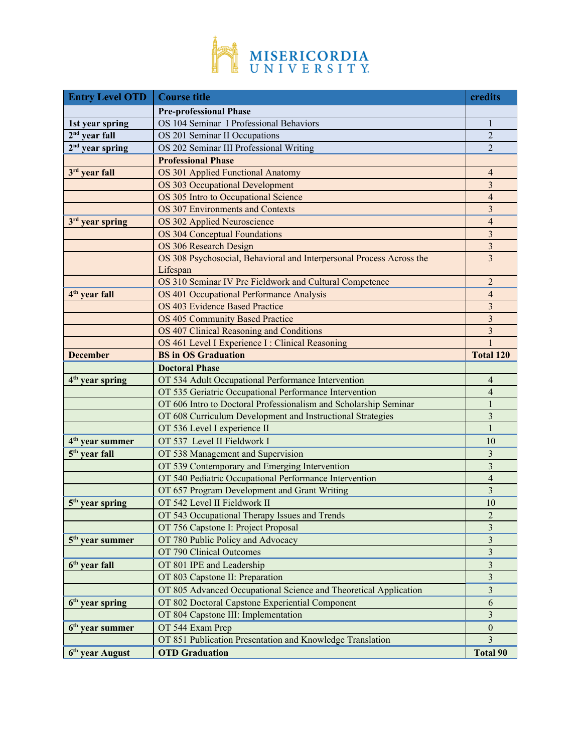MISERICORDIA UNIVERSITY

| Entry Level OTD | Course title | credits |
|---|---|---|
| | **Pre-professional Phase** | |
| **1st year spring** | OS 104 Seminar I Professional Behaviors | 1 |
| **2nd year fall** | OS 201 Seminar II Occupations | 2 |
| **2nd year spring** | OS 202 Seminar III Professional Writing | 2 |
| | **Professional Phase** | |
| **3rd year fall** | OS 301 Applied Functional Anatomy | 4 |
| | OS 303 Occupational Development | 3 |
| | OS 305 Intro to Occupational Science | 4 |
| | OS 307 Environments and Contexts | 3 |
| **3rd year spring** | OS 302 Applied Neuroscience | 4 |
| | OS 304 Conceptual Foundations | 3 |
| | OS 306 Research Design | 3 |
| | OS 308 Psychosocial, Behavioral and Interpersonal Process Across the Lifespan | 3 |
| | OS 310 Seminar IV Pre Fieldwork and Cultural Competence | 2 |
| **4th year fall** | OS 401 Occupational Performance Analysis | 4 |
| | OS 403 Evidence Based Practice | 3 |
| | OS 405 Community Based Practice | 3 |
| | OS 407 Clinical Reasoning and Conditions | 3 |
| | OS 461 Level I Experience I : Clinical Reasoning | 1 |
| **December** | **BS in OS Graduation** | **Total 120** |
| | **Doctoral Phase** | |
| **4th year spring** | OT 534 Adult Occupational Performance Intervention | 4 |
| | OT 535 Geriatric Occupational Performance Intervention | 4 |
| | OT 606 Intro to Doctoral Professionalism and Scholarship Seminar | 1 |
| | OT 608 Curriculum Development and Instructional Strategies | 3 |
| | OT 536 Level I experience II | 1 |
| **4th year summer** | OT 537 Level II Fieldwork I | 10 |
| **5th year fall** | OT 538 Management and Supervision | 3 |
| | OT 539 Contemporary and Emerging Intervention | 3 |
| | OT 540 Pediatric Occupational Performance Intervention | 4 |
| | OT 657 Program Development and Grant Writing | 3 |
| **5th year spring** | OT 542 Level II Fieldwork II | 10 |
| | OT 543 Occupational Therapy Issues and Trends | 2 |
| | OT 756 Capstone I: Project Proposal | 3 |
| **5th year summer** | OT 780 Public Policy and Advocacy | 3 |
| | OT 790 Clinical Outcomes | 3 |
| **6th year fall** | OT 801 IPE and Leadership | 3 |
| | OT 803 Capstone II: Preparation | 3 |
| | OT 805 Advanced Occupational Science and Theoretical Application | 3 |
| **6th year spring** | OT 802 Doctoral Capstone Experiential Component | 6 |
| | OT 804 Capstone III: Implementation | 3 |
| **6th year summer** | OT 544 Exam Prep | 0 |
| | OT 851 Publication Presentation and Knowledge Translation | 3 |
| **6th year August** | **OTD Graduation** | **Total 90** |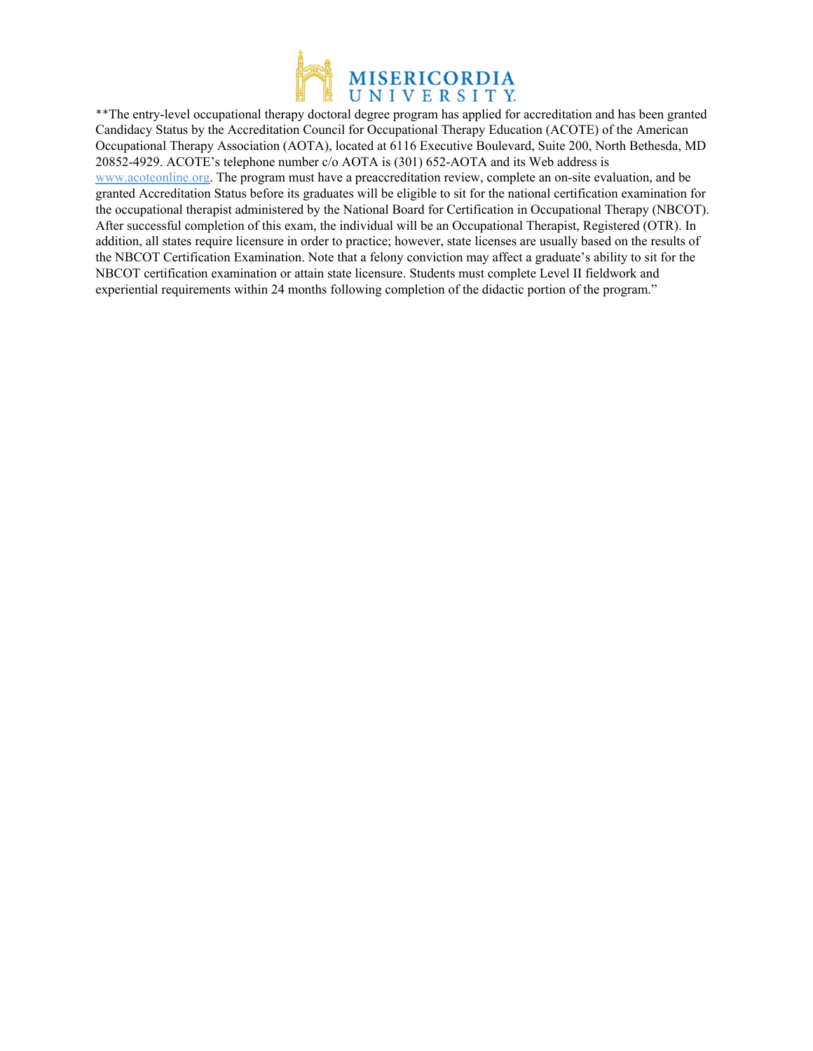**The entry-level occupational therapy doctoral degree program has applied for accreditation and has been granted Candidacy Status by the Accreditation Council for Occupational Therapy Education (ACOTE) of the American Occupational Therapy Association (AOTA), located at 6116 Executive Boulevard, Suite 200, North Bethesda, MD 20852-4929. ACOTE's telephone number c/o AOTA is (301) 652-AOTA and its Web address is www.acoteonline.org. The program must have a preaccreditation review, complete an on-site evaluation, and be granted Accreditation Status before its graduates will be eligible to sit for the national certification examination for the occupational therapist administered by the National Board for Certification in Occupational Therapy (NBCOT). After successful completion of this exam, the individual will be an Occupational Therapist, Registered (OTR). In addition, all states require licensure in order to practice; however, state licenses are usually based on the results of the NBCOT Certification Examination. Note that a felony conviction may affect a graduate's ability to sit for the NBCOT certification examination or attain state licensure. Students must complete Level II fieldwork and experiential requirements within 24 months following completion of the didactic portion of the program."